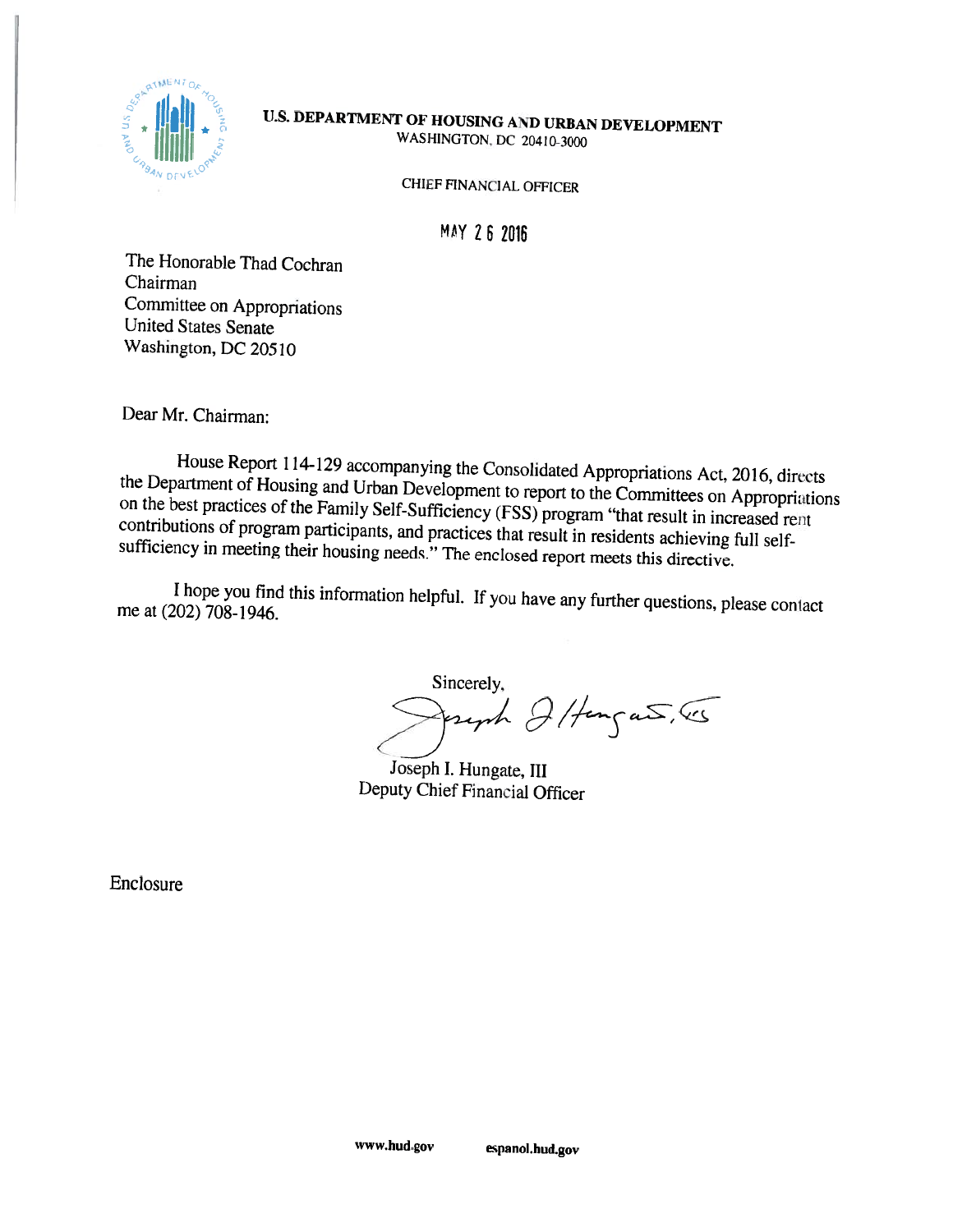**U.S. DEPARTMENT OF HOUSING AND URBAN DEVELOPMENT**
WASHINGTON, DC 20410-3000

CHIEF FINANCIAL OFFICER

MAY 26 2016

The Honorable Thad Cochran
Chairman
Committee on Appropriations
United States Senate
Washington, DC 20510

Dear Mr. Chairman:

House Report 114-129 accompanying the Consolidated Appropriations Act, 2016, directs the Department of Housing and Urban Development to report to the Committees on Appropriations on the best practices of the Family Self-Sufficiency (FSS) program "that result in increased rent contributions of program participants, and practices that result in residents achieving full self-sufficiency in meeting their housing needs." The enclosed report meets this directive.

I hope you find this information helpful. If you have any further questions, please contact me at (202) 708-1946.

Sincerely,

Joseph I. Hungate, III
Deputy Chief Financial Officer

Enclosure

www.hud.gov espanol.hud.gov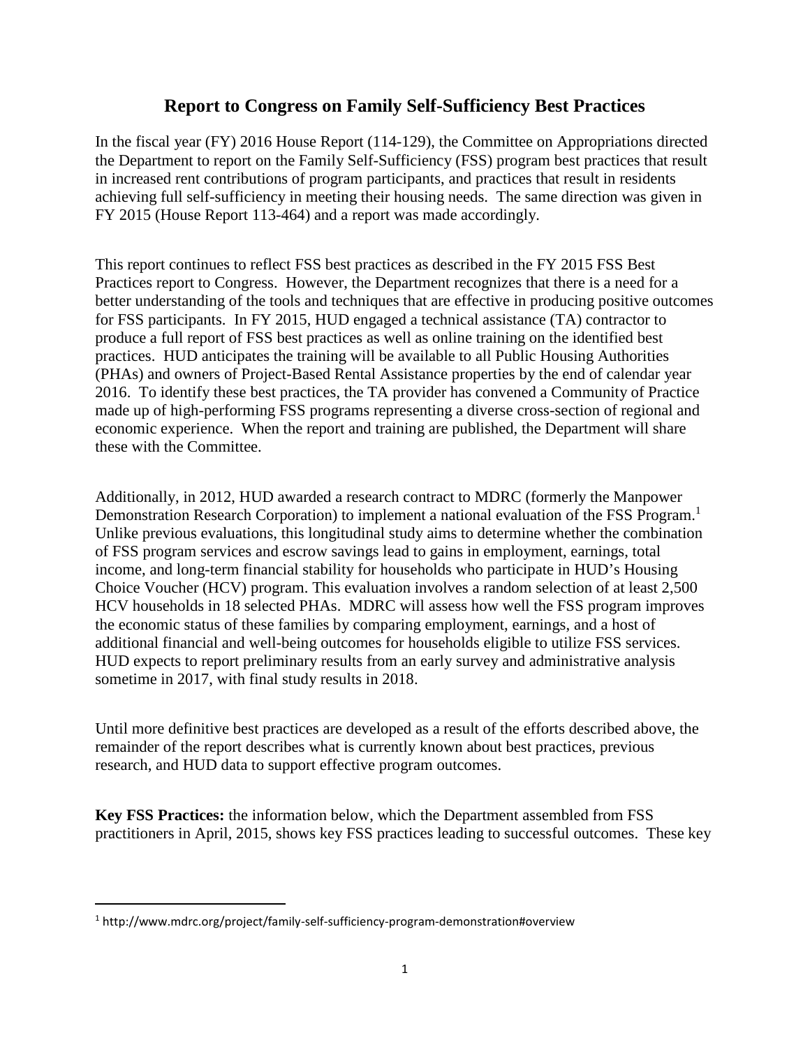# Report to Congress on Family Self-Sufficiency Best Practices

In the fiscal year (FY) 2016 House Report (114-129), the Committee on Appropriations directed the Department to report on the Family Self-Sufficiency (FSS) program best practices that result in increased rent contributions of program participants, and practices that result in residents achieving full self-sufficiency in meeting their housing needs. The same direction was given in FY 2015 (House Report 113-464) and a report was made accordingly.

This report continues to reflect FSS best practices as described in the FY 2015 FSS Best Practices report to Congress. However, the Department recognizes that there is a need for a better understanding of the tools and techniques that are effective in producing positive outcomes for FSS participants. In FY 2015, HUD engaged a technical assistance (TA) contractor to produce a full report of FSS best practices as well as online training on the identified best practices. HUD anticipates the training will be available to all Public Housing Authorities (PHAs) and owners of Project-Based Rental Assistance properties by the end of calendar year 2016. To identify these best practices, the TA provider has convened a Community of Practice made up of high-performing FSS programs representing a diverse cross-section of regional and economic experience. When the report and training are published, the Department will share these with the Committee.

Additionally, in 2012, HUD awarded a research contract to MDRC (formerly the Manpower Demonstration Research Corporation) to implement a national evaluation of the FSS Program.[1] Unlike previous evaluations, this longitudinal study aims to determine whether the combination of FSS program services and escrow savings lead to gains in employment, earnings, total income, and long-term financial stability for households who participate in HUD's Housing Choice Voucher (HCV) program. This evaluation involves a random selection of at least 2,500 HCV households in 18 selected PHAs. MDRC will assess how well the FSS program improves the economic status of these families by comparing employment, earnings, and a host of additional financial and well-being outcomes for households eligible to utilize FSS services. HUD expects to report preliminary results from an early survey and administrative analysis sometime in 2017, with final study results in 2018.

Until more definitive best practices are developed as a result of the efforts described above, the remainder of the report describes what is currently known about best practices, previous research, and HUD data to support effective program outcomes.

**Key FSS Practices:** the information below, which the Department assembled from FSS practitioners in April, 2015, shows key FSS practices leading to successful outcomes. These key

[1] http://www.mdrc.org/project/family-self-sufficiency-program-demonstration#overview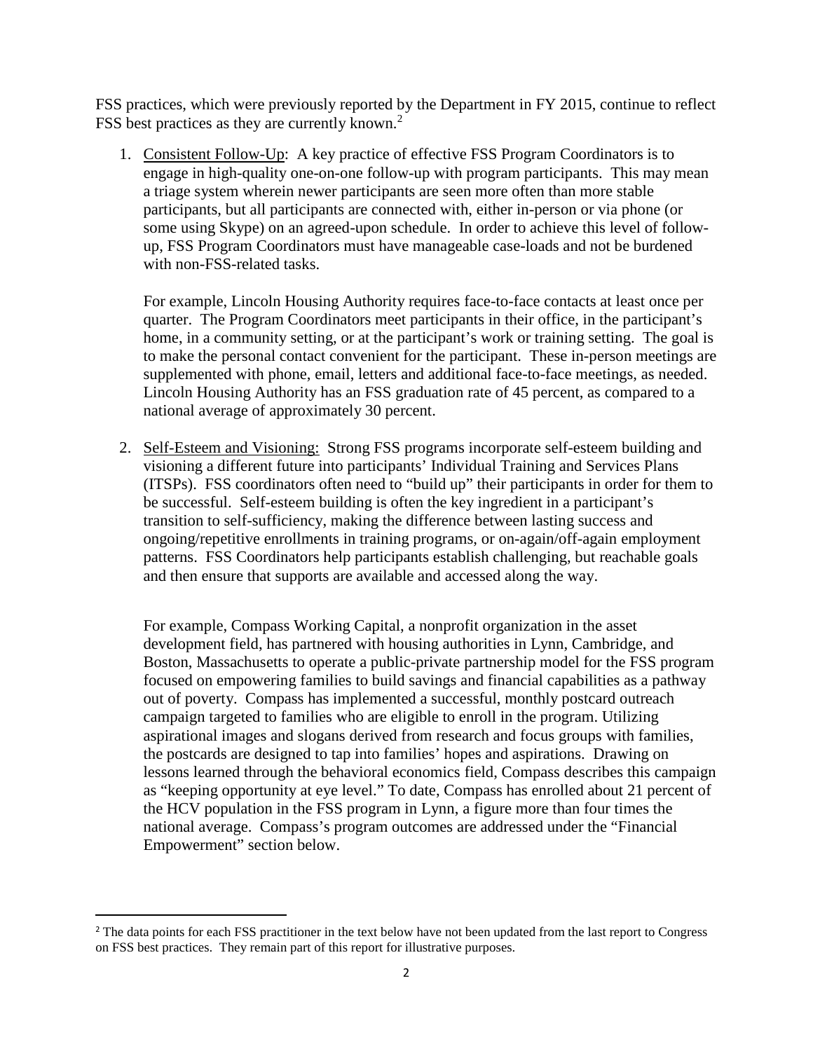FSS practices, which were previously reported by the Department in FY 2015, continue to reflect FSS best practices as they are currently known.[2]

1. Consistent Follow-Up: A key practice of effective FSS Program Coordinators is to engage in high-quality one-on-one follow-up with program participants. This may mean a triage system wherein newer participants are seen more often than more stable participants, but all participants are connected with, either in-person or via phone (or some using Skype) on an agreed-upon schedule. In order to achieve this level of follow-up, FSS Program Coordinators must have manageable case-loads and not be burdened with non-FSS-related tasks.

   For example, Lincoln Housing Authority requires face-to-face contacts at least once per quarter. The Program Coordinators meet participants in their office, in the participant's home, in a community setting, or at the participant's work or training setting. The goal is to make the personal contact convenient for the participant. These in-person meetings are supplemented with phone, email, letters and additional face-to-face meetings, as needed. Lincoln Housing Authority has an FSS graduation rate of 45 percent, as compared to a national average of approximately 30 percent.

2. Self-Esteem and Visioning: Strong FSS programs incorporate self-esteem building and visioning a different future into participants' Individual Training and Services Plans (ITSPs). FSS coordinators often need to "build up" their participants in order for them to be successful. Self-esteem building is often the key ingredient in a participant's transition to self-sufficiency, making the difference between lasting success and ongoing/repetitive enrollments in training programs, or on-again/off-again employment patterns. FSS Coordinators help participants establish challenging, but reachable goals and then ensure that supports are available and accessed along the way.

   For example, Compass Working Capital, a nonprofit organization in the asset development field, has partnered with housing authorities in Lynn, Cambridge, and Boston, Massachusetts to operate a public-private partnership model for the FSS program focused on empowering families to build savings and financial capabilities as a pathway out of poverty. Compass has implemented a successful, monthly postcard outreach campaign targeted to families who are eligible to enroll in the program. Utilizing aspirational images and slogans derived from research and focus groups with families, the postcards are designed to tap into families' hopes and aspirations. Drawing on lessons learned through the behavioral economics field, Compass describes this campaign as "keeping opportunity at eye level." To date, Compass has enrolled about 21 percent of the HCV population in the FSS program in Lynn, a figure more than four times the national average. Compass's program outcomes are addressed under the "Financial Empowerment" section below.

[2] The data points for each FSS practitioner in the text below have not been updated from the last report to Congress on FSS best practices. They remain part of this report for illustrative purposes.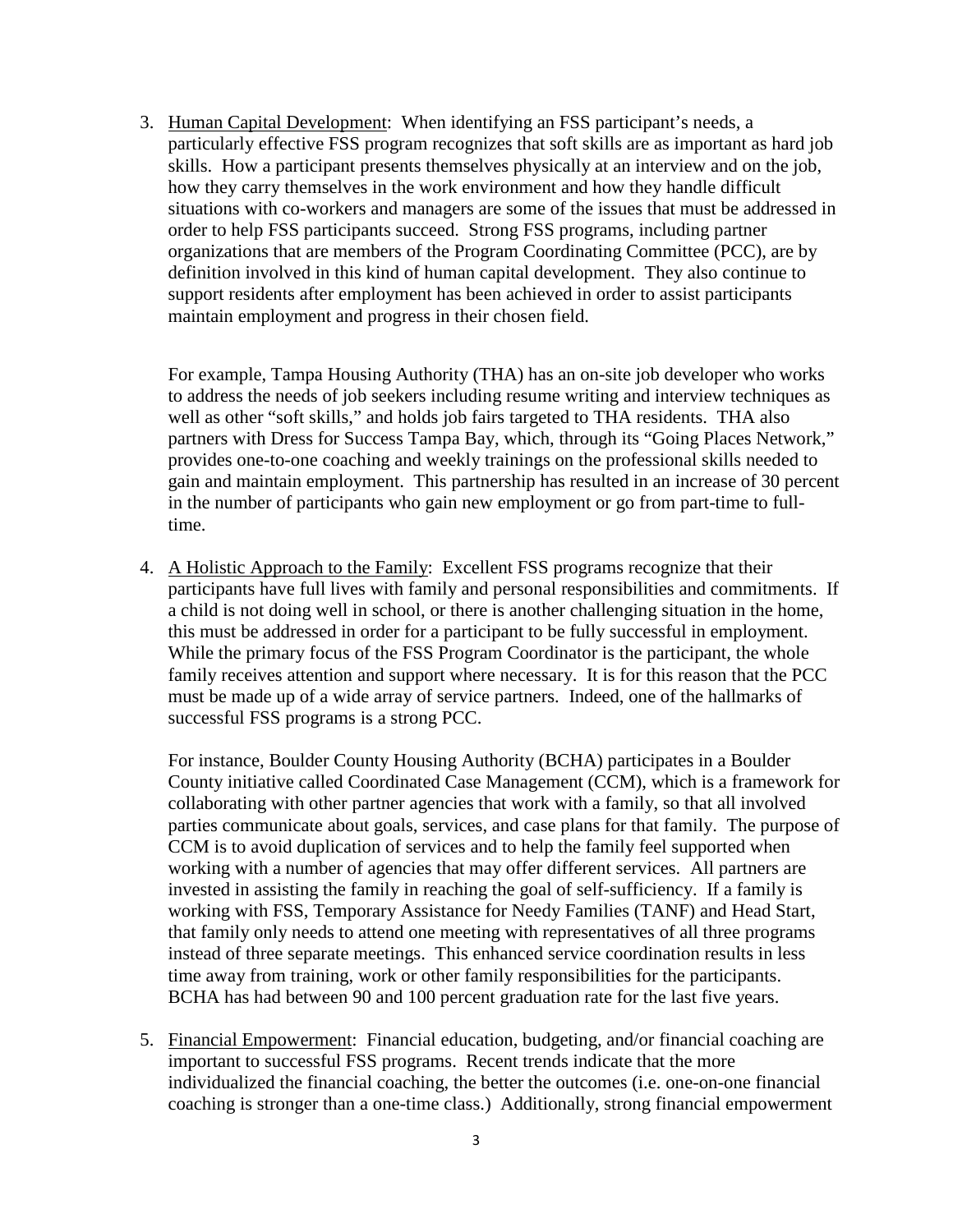3. <u>Human Capital Development</u>: When identifying an FSS participant's needs, a particularly effective FSS program recognizes that soft skills are as important as hard job skills. How a participant presents themselves physically at an interview and on the job, how they carry themselves in the work environment and how they handle difficult situations with co-workers and managers are some of the issues that must be addressed in order to help FSS participants succeed. Strong FSS programs, including partner organizations that are members of the Program Coordinating Committee (PCC), are by definition involved in this kind of human capital development. They also continue to support residents after employment has been achieved in order to assist participants maintain employment and progress in their chosen field.

   For example, Tampa Housing Authority (THA) has an on-site job developer who works to address the needs of job seekers including resume writing and interview techniques as well as other "soft skills," and holds job fairs targeted to THA residents. THA also partners with Dress for Success Tampa Bay, which, through its "Going Places Network," provides one-to-one coaching and weekly trainings on the professional skills needed to gain and maintain employment. This partnership has resulted in an increase of 30 percent in the number of participants who gain new employment or go from part-time to full-time.

4. <u>A Holistic Approach to the Family</u>: Excellent FSS programs recognize that their participants have full lives with family and personal responsibilities and commitments. If a child is not doing well in school, or there is another challenging situation in the home, this must be addressed in order for a participant to be fully successful in employment. While the primary focus of the FSS Program Coordinator is the participant, the whole family receives attention and support where necessary. It is for this reason that the PCC must be made up of a wide array of service partners. Indeed, one of the hallmarks of successful FSS programs is a strong PCC.

   For instance, Boulder County Housing Authority (BCHA) participates in a Boulder County initiative called Coordinated Case Management (CCM), which is a framework for collaborating with other partner agencies that work with a family, so that all involved parties communicate about goals, services, and case plans for that family. The purpose of CCM is to avoid duplication of services and to help the family feel supported when working with a number of agencies that may offer different services. All partners are invested in assisting the family in reaching the goal of self-sufficiency. If a family is working with FSS, Temporary Assistance for Needy Families (TANF) and Head Start, that family only needs to attend one meeting with representatives of all three programs instead of three separate meetings. This enhanced service coordination results in less time away from training, work or other family responsibilities for the participants. BCHA has had between 90 and 100 percent graduation rate for the last five years.

5. <u>Financial Empowerment</u>: Financial education, budgeting, and/or financial coaching are important to successful FSS programs. Recent trends indicate that the more individualized the financial coaching, the better the outcomes (i.e. one-on-one financial coaching is stronger than a one-time class.) Additionally, strong financial empowerment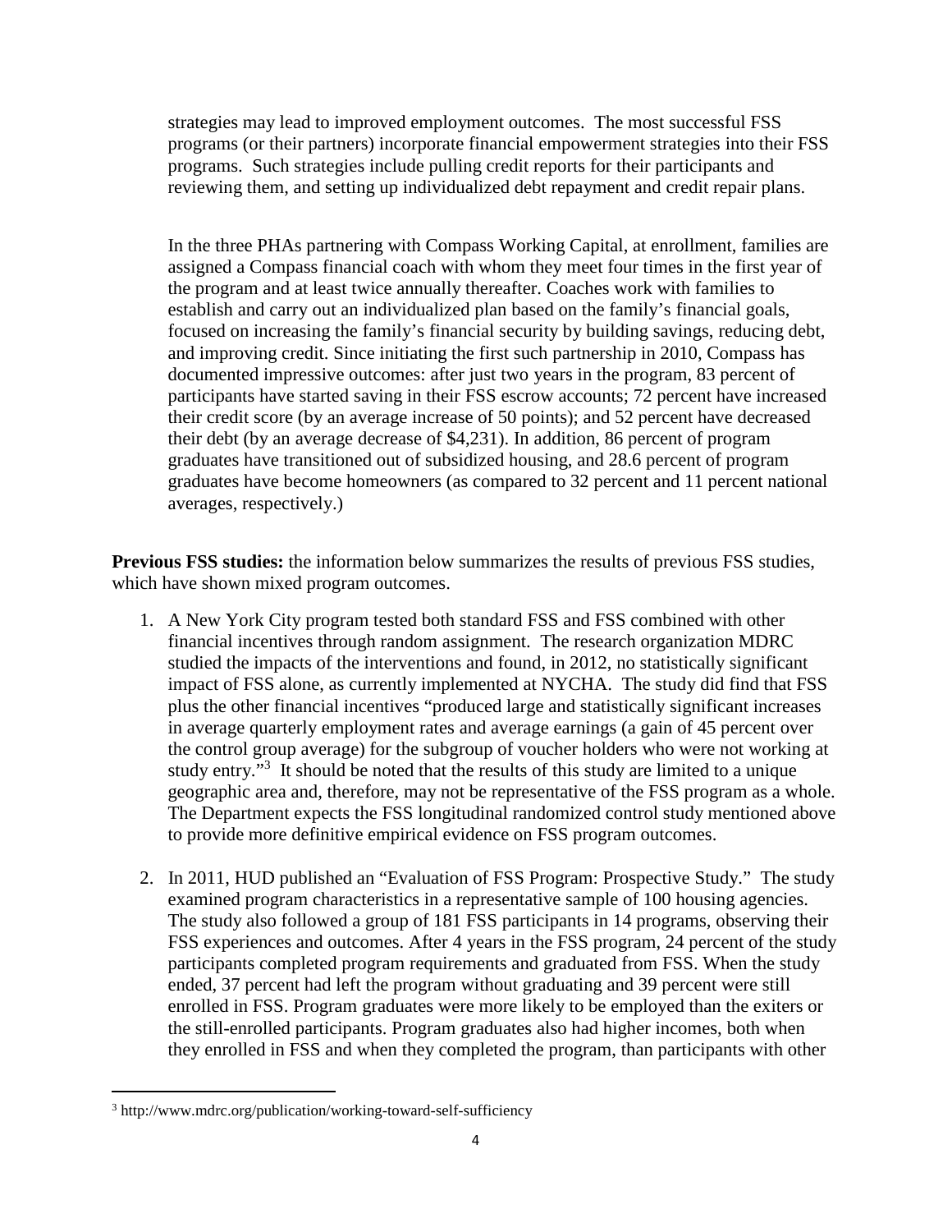strategies may lead to improved employment outcomes. The most successful FSS programs (or their partners) incorporate financial empowerment strategies into their FSS programs. Such strategies include pulling credit reports for their participants and reviewing them, and setting up individualized debt repayment and credit repair plans.

In the three PHAs partnering with Compass Working Capital, at enrollment, families are assigned a Compass financial coach with whom they meet four times in the first year of the program and at least twice annually thereafter. Coaches work with families to establish and carry out an individualized plan based on the family's financial goals, focused on increasing the family's financial security by building savings, reducing debt, and improving credit. Since initiating the first such partnership in 2010, Compass has documented impressive outcomes: after just two years in the program, 83 percent of participants have started saving in their FSS escrow accounts; 72 percent have increased their credit score (by an average increase of 50 points); and 52 percent have decreased their debt (by an average decrease of $4,231). In addition, 86 percent of program graduates have transitioned out of subsidized housing, and 28.6 percent of program graduates have become homeowners (as compared to 32 percent and 11 percent national averages, respectively.)

**Previous FSS studies:** the information below summarizes the results of previous FSS studies, which have shown mixed program outcomes.

1. A New York City program tested both standard FSS and FSS combined with other financial incentives through random assignment. The research organization MDRC studied the impacts of the interventions and found, in 2012, no statistically significant impact of FSS alone, as currently implemented at NYCHA. The study did find that FSS plus the other financial incentives "produced large and statistically significant increases in average quarterly employment rates and average earnings (a gain of 45 percent over the control group average) for the subgroup of voucher holders who were not working at study entry."[3] It should be noted that the results of this study are limited to a unique geographic area and, therefore, may not be representative of the FSS program as a whole. The Department expects the FSS longitudinal randomized control study mentioned above to provide more definitive empirical evidence on FSS program outcomes.

2. In 2011, HUD published an "Evaluation of FSS Program: Prospective Study." The study examined program characteristics in a representative sample of 100 housing agencies. The study also followed a group of 181 FSS participants in 14 programs, observing their FSS experiences and outcomes. After 4 years in the FSS program, 24 percent of the study participants completed program requirements and graduated from FSS. When the study ended, 37 percent had left the program without graduating and 39 percent were still enrolled in FSS. Program graduates were more likely to be employed than the exiters or the still-enrolled participants. Program graduates also had higher incomes, both when they enrolled in FSS and when they completed the program, than participants with other

[3] http://www.mdrc.org/publication/working-toward-self-sufficiency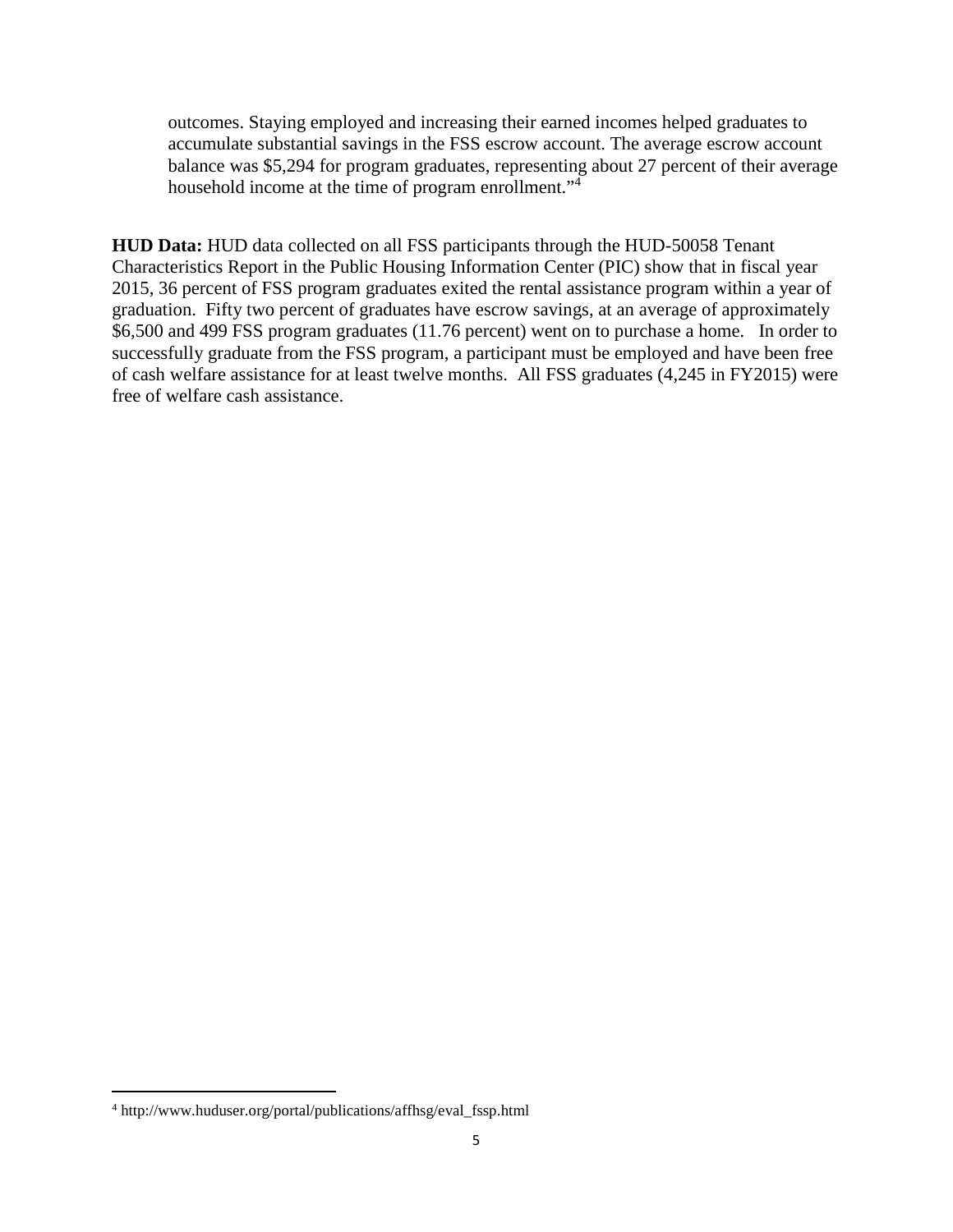> outcomes. Staying employed and increasing their earned incomes helped graduates to accumulate substantial savings in the FSS escrow account. The average escrow account balance was $5,294 for program graduates, representing about 27 percent of their average household income at the time of program enrollment."[4]

**HUD Data:** HUD data collected on all FSS participants through the HUD-50058 Tenant Characteristics Report in the Public Housing Information Center (PIC) show that in fiscal year 2015, 36 percent of FSS program graduates exited the rental assistance program within a year of graduation. Fifty two percent of graduates have escrow savings, at an average of approximately $6,500 and 499 FSS program graduates (11.76 percent) went on to purchase a home. In order to successfully graduate from the FSS program, a participant must be employed and have been free of cash welfare assistance for at least twelve months. All FSS graduates (4,245 in FY2015) were free of welfare cash assistance.

---

[4] http://www.huduser.org/portal/publications/affhsg/eval_fssp.html